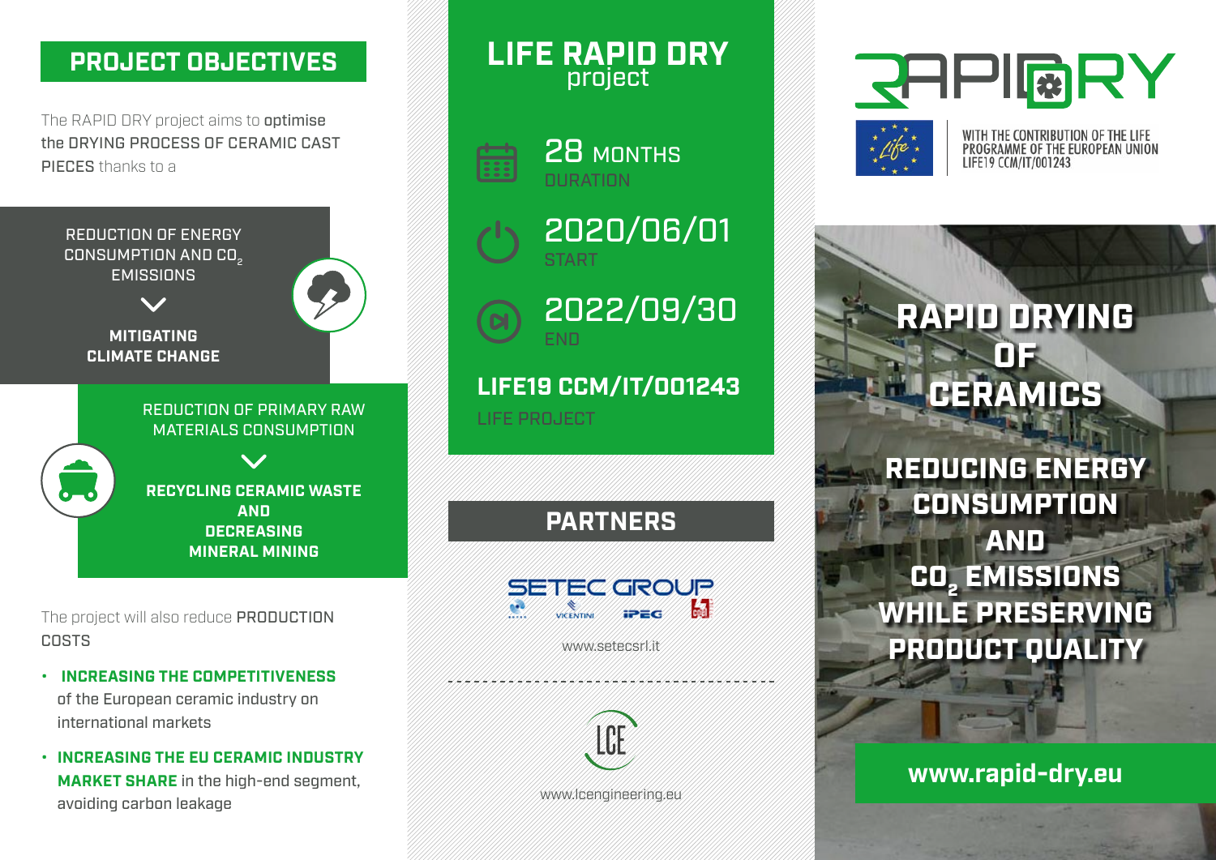## PROJECT OBJECTIVES

The RAPID DRY project aims to **optimise the DRYING PROCESS OF CERAMIC CAST PIECES** thanks to a

REDUCTION OF ENERGY CONSUMPTION AND $CO_2$ EMISSIONS

**MITIGATING CLIMATE CHANGE**

REDUCTION OF PRIMARY RAW MATERIALS CONSUMPTION

**RECYCLING CERAMIC WASTE AND DECREASING MINERAL MINING**

The project will also reduce PRODUCTION COSTS

- **INCREASING THE COMPETITIVENESS** of the European ceramic industry on international markets
- **INCREASING THE EU CERAMIC INDUSTRY MARKET SHARE** in the high-end segment, avoiding carbon leakage

# LIFE RAPID DRY project

28 MONTHS
DURATION

2020/06/01
START

2022/09/30
END

**LIFE19 CCM/IT/001243**
LIFE PROJECT

## PARTNERS

SETEC GROUP

www.setecsrl.it

LCE

www.lcengineering.eu

RAPIDRY

WITH THE CONTRIBUTION OF THE LIFE PROGRAMME OF THE EUROPEAN UNION
LIFE19 CCM/IT/001243

# RAPID DRYING OF CERAMICS

## REDUCING ENERGY CONSUMPTION AND $CO_2$ EMISSIONS WHILE PRESERVING PRODUCT QUALITY

**www.rapid-dry.eu**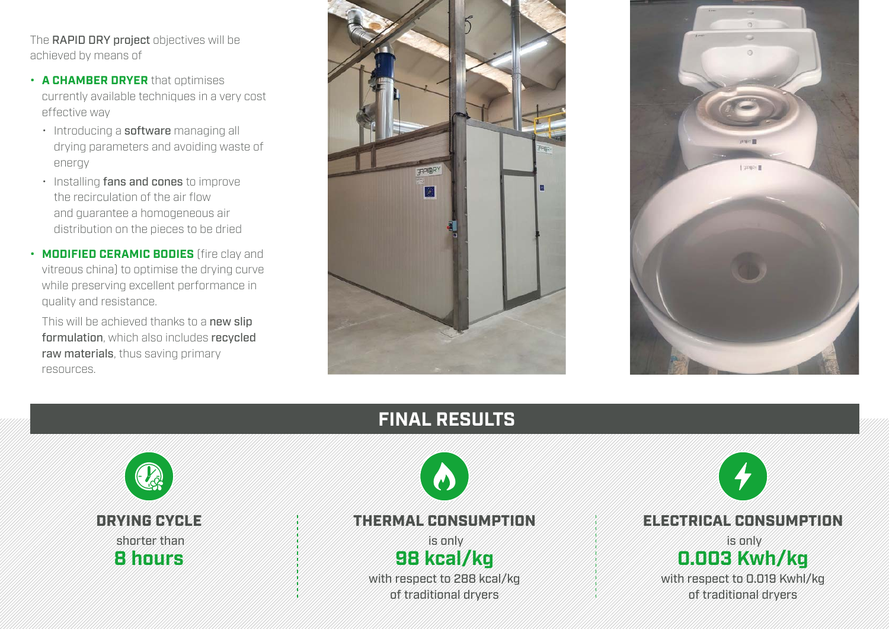The **RAPID DRY project** objectives will be achieved by means of

- **A CHAMBER DRYER** that optimises currently available techniques in a very cost effective way
  - Introducing a **software** managing all drying parameters and avoiding waste of energy
  - Installing **fans and cones** to improve the recirculation of the air flow and guarantee a homogeneous air distribution on the pieces to be dried
- **MODIFIED CERAMIC BODIES** (fire clay and vitreous china) to optimise the drying curve while preserving excellent performance in quality and resistance.

  This will be achieved thanks to a **new slip formulation**, which also includes **recycled raw materials**, thus saving primary resources.

## FINAL RESULTS

### DRYING CYCLE

shorter than

**8 hours**

### THERMAL CONSUMPTION

is only

**98 kcal/kg**

with respect to 288 kcal/kg of traditional dryers

### ELECTRICAL CONSUMPTION

is only

**0.003 Kwh/kg**

with respect to 0.019 Kwhl/kg of traditional dryers